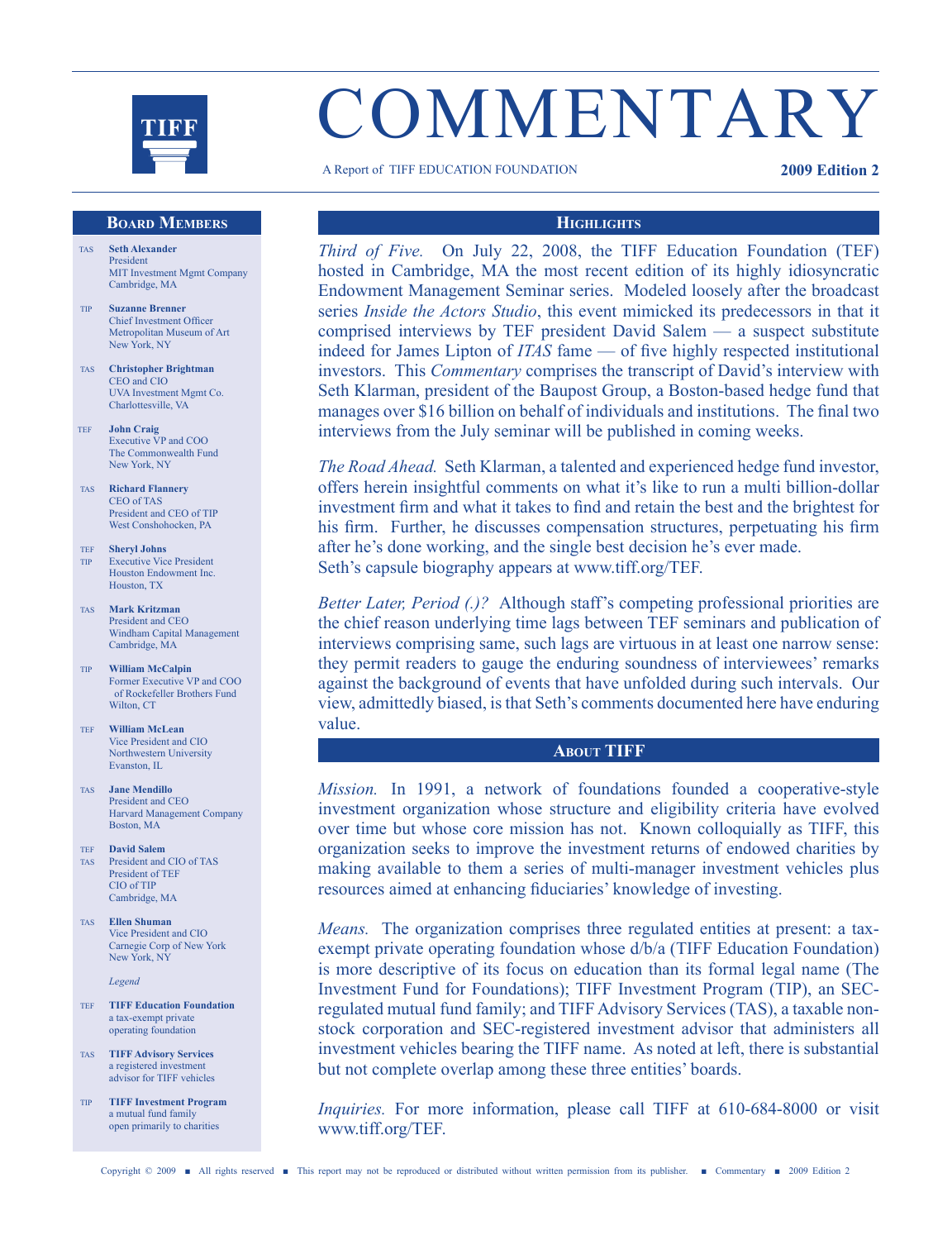# COMMENTARY

A Report of TIFF EDUCATION FOUNDATION **2009 Edition 2**

## Board Members

TAS **Seth Alexander**
President
MIT Investment Mgmt Company
Cambridge, MA

TIP **Suzanne Brenner**
Chief Investment Officer
Metropolitan Museum of Art
New York, NY

TAS **Christopher Brightman**
CEO and CIO
UVA Investment Mgmt Co.
Charlottesville, VA

TEF **John Craig**
Executive VP and COO
The Commonwealth Fund
New York, NY

TAS **Richard Flannery**
CEO of TAS
President and CEO of TIP
West Conshohocken, PA

TEF TIP **Sheryl Johns**
Executive Vice President
Houston Endowment Inc.
Houston, TX

TAS **Mark Kritzman**
President and CEO
Windham Capital Management
Cambridge, MA

TIP **William McCalpin**
Former Executive VP and COO of Rockefeller Brothers Fund
Wilton, CT

TEF **William McLean**
Vice President and CIO
Northwestern University
Evanston, IL

TAS **Jane Mendillo**
President and CEO
Harvard Management Company
Boston, MA

TEF TAS **David Salem**
President and CIO of TAS
President of TEF
CIO of TIP
Cambridge, MA

TAS **Ellen Shuman**
Vice President and CIO
Carnegie Corp of New York
New York, NY

*Legend*

TEF **TIFF Education Foundation**
a tax-exempt private operating foundation

TAS **TIFF Advisory Services**
a registered investment advisor for TIFF vehicles

TIP **TIFF Investment Program**
a mutual fund family open primarily to charities

## Highlights

*Third of Five.* On July 22, 2008, the TIFF Education Foundation (TEF) hosted in Cambridge, MA the most recent edition of its highly idiosyncratic Endowment Management Seminar series. Modeled loosely after the broadcast series *Inside the Actors Studio*, this event mimicked its predecessors in that it comprised interviews by TEF president David Salem — a suspect substitute indeed for James Lipton of *ITAS* fame — of five highly respected institutional investors. This *Commentary* comprises the transcript of David's interview with Seth Klarman, president of the Baupost Group, a Boston-based hedge fund that manages over $16 billion on behalf of individuals and institutions. The final two interviews from the July seminar will be published in coming weeks.

*The Road Ahead.* Seth Klarman, a talented and experienced hedge fund investor, offers herein insightful comments on what it's like to run a multi billion-dollar investment firm and what it takes to find and retain the best and the brightest for his firm. Further, he discusses compensation structures, perpetuating his firm after he's done working, and the single best decision he's ever made. Seth's capsule biography appears at www.tiff.org/TEF.

*Better Later, Period (.)?* Although staff's competing professional priorities are the chief reason underlying time lags between TEF seminars and publication of interviews comprising same, such lags are virtuous in at least one narrow sense: they permit readers to gauge the enduring soundness of interviewees' remarks against the background of events that have unfolded during such intervals. Our view, admittedly biased, is that Seth's comments documented here have enduring value.

## About TIFF

*Mission.* In 1991, a network of foundations founded a cooperative-style investment organization whose structure and eligibility criteria have evolved over time but whose core mission has not. Known colloquially as TIFF, this organization seeks to improve the investment returns of endowed charities by making available to them a series of multi-manager investment vehicles plus resources aimed at enhancing fiduciaries' knowledge of investing.

*Means.* The organization comprises three regulated entities at present: a tax-exempt private operating foundation whose d/b/a (TIFF Education Foundation) is more descriptive of its focus on education than its formal legal name (The Investment Fund for Foundations); TIFF Investment Program (TIP), an SEC-regulated mutual fund family; and TIFF Advisory Services (TAS), a taxable non-stock corporation and SEC-registered investment advisor that administers all investment vehicles bearing the TIFF name. As noted at left, there is substantial but not complete overlap among these three entities' boards.

*Inquiries.* For more information, please call TIFF at 610-684-8000 or visit www.tiff.org/TEF.

Copyright © 2009 ■ All rights reserved ■ This report may not be reproduced or distributed without written permission from its publisher.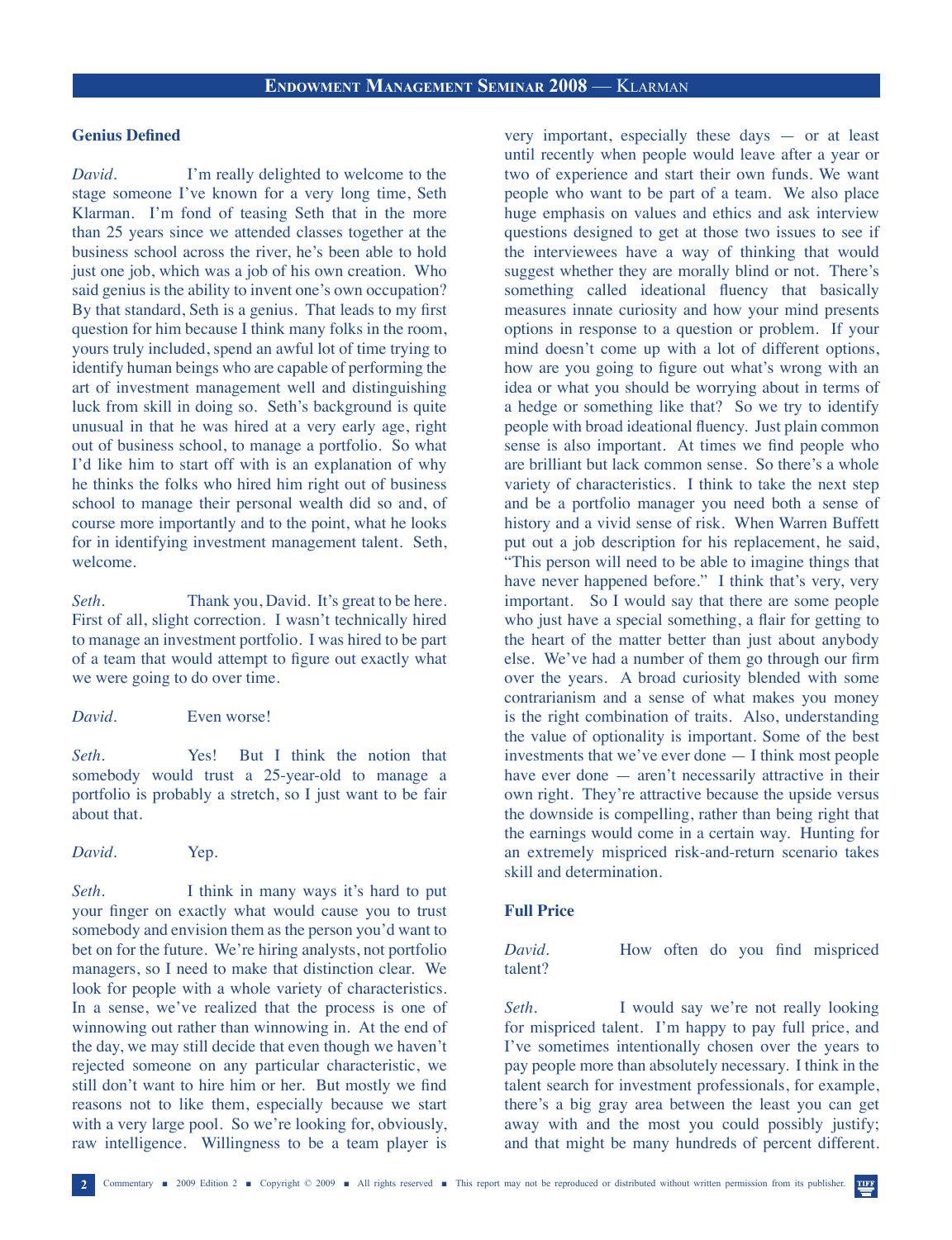## Genius Defined

*David.* I'm really delighted to welcome to the stage someone I've known for a very long time, Seth Klarman. I'm fond of teasing Seth that in the more than 25 years since we attended classes together at the business school across the river, he's been able to hold just one job, which was a job of his own creation. Who said genius is the ability to invent one's own occupation? By that standard, Seth is a genius. That leads to my first question for him because I think many folks in the room, yours truly included, spend an awful lot of time trying to identify human beings who are capable of performing the art of investment management well and distinguishing luck from skill in doing so. Seth's background is quite unusual in that he was hired at a very early age, right out of business school, to manage a portfolio. So what I'd like him to start off with is an explanation of why he thinks the folks who hired him right out of business school to manage their personal wealth did so and, of course more importantly and to the point, what he looks for in identifying investment management talent. Seth, welcome.

*Seth.* Thank you, David. It's great to be here. First of all, slight correction. I wasn't technically hired to manage an investment portfolio. I was hired to be part of a team that would attempt to figure out exactly what we were going to do over time.

*David.* Even worse!

*Seth.* Yes! But I think the notion that somebody would trust a 25-year-old to manage a portfolio is probably a stretch, so I just want to be fair about that.

*David.* Yep.

*Seth.* I think in many ways it's hard to put your finger on exactly what would cause you to trust somebody and envision them as the person you'd want to bet on for the future. We're hiring analysts, not portfolio managers, so I need to make that distinction clear. We look for people with a whole variety of characteristics. In a sense, we've realized that the process is one of winnowing out rather than winnowing in. At the end of the day, we may still decide that even though we haven't rejected someone on any particular characteristic, we still don't want to hire him or her. But mostly we find reasons not to like them, especially because we start with a very large pool. So we're looking for, obviously, raw intelligence. Willingness to be a team player is very important, especially these days — or at least until recently when people would leave after a year or two of experience and start their own funds. We want people who want to be part of a team. We also place huge emphasis on values and ethics and ask interview questions designed to get at those two issues to see if the interviewees have a way of thinking that would suggest whether they are morally blind or not. There's something called ideational fluency that basically measures innate curiosity and how your mind presents options in response to a question or problem. If your mind doesn't come up with a lot of different options, how are you going to figure out what's wrong with an idea or what you should be worrying about in terms of a hedge or something like that? So we try to identify people with broad ideational fluency. Just plain common sense is also important. At times we find people who are brilliant but lack common sense. So there's a whole variety of characteristics. I think to take the next step and be a portfolio manager you need both a sense of history and a vivid sense of risk. When Warren Buffett put out a job description for his replacement, he said, "This person will need to be able to imagine things that have never happened before." I think that's very, very important. So I would say that there are some people who just have a special something, a flair for getting to the heart of the matter better than just about anybody else. We've had a number of them go through our firm over the years. A broad curiosity blended with some contrarianism and a sense of what makes you money is the right combination of traits. Also, understanding the value of optionality is important. Some of the best investments that we've ever done — I think most people have ever done — aren't necessarily attractive in their own right. They're attractive because the upside versus the downside is compelling, rather than being right that the earnings would come in a certain way. Hunting for an extremely mispriced risk-and-return scenario takes skill and determination.

## Full Price

*David.* How often do you find mispriced talent?

*Seth.* I would say we're not really looking for mispriced talent. I'm happy to pay full price, and I've sometimes intentionally chosen over the years to pay people more than absolutely necessary. I think in the talent search for investment professionals, for example, there's a big gray area between the least you can get away with and the most you could possibly justify; and that might be many hundreds of percent different.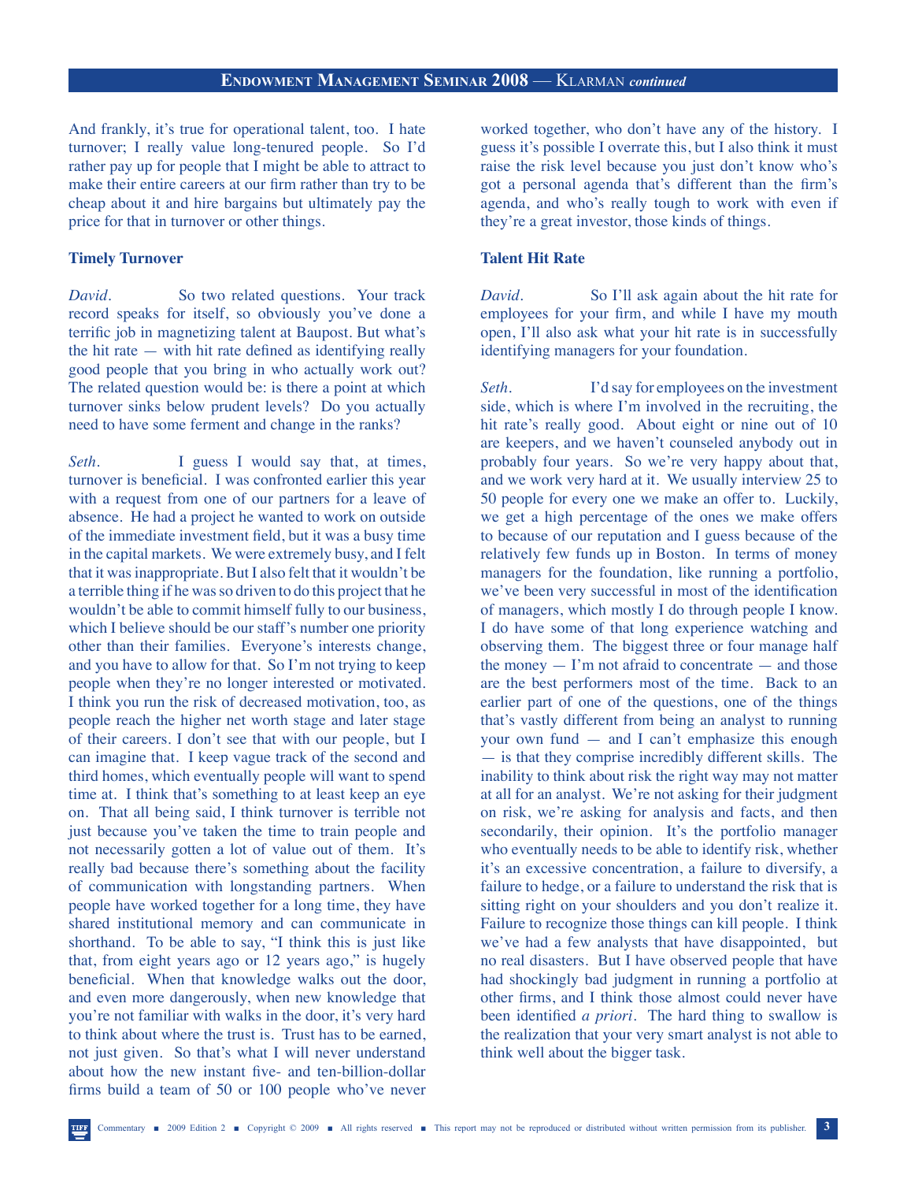And frankly, it's true for operational talent, too. I hate turnover; I really value long-tenured people. So I'd rather pay up for people that I might be able to attract to make their entire careers at our firm rather than try to be cheap about it and hire bargains but ultimately pay the price for that in turnover or other things.

### Timely Turnover

*David.* So two related questions. Your track record speaks for itself, so obviously you've done a terrific job in magnetizing talent at Baupost. But what's the hit rate — with hit rate defined as identifying really good people that you bring in who actually work out? The related question would be: is there a point at which turnover sinks below prudent levels? Do you actually need to have some ferment and change in the ranks?

*Seth.* I guess I would say that, at times, turnover is beneficial. I was confronted earlier this year with a request from one of our partners for a leave of absence. He had a project he wanted to work on outside of the immediate investment field, but it was a busy time in the capital markets. We were extremely busy, and I felt that it was inappropriate. But I also felt that it wouldn't be a terrible thing if he was so driven to do this project that he wouldn't be able to commit himself fully to our business, which I believe should be our staff's number one priority other than their families. Everyone's interests change, and you have to allow for that. So I'm not trying to keep people when they're no longer interested or motivated. I think you run the risk of decreased motivation, too, as people reach the higher net worth stage and later stage of their careers. I don't see that with our people, but I can imagine that. I keep vague track of the second and third homes, which eventually people will want to spend time at. I think that's something to at least keep an eye on. That all being said, I think turnover is terrible not just because you've taken the time to train people and not necessarily gotten a lot of value out of them. It's really bad because there's something about the facility of communication with longstanding partners. When people have worked together for a long time, they have shared institutional memory and can communicate in shorthand. To be able to say, "I think this is just like that, from eight years ago or 12 years ago," is hugely beneficial. When that knowledge walks out the door, and even more dangerously, when new knowledge that you're not familiar with walks in the door, it's very hard to think about where the trust is. Trust has to be earned, not just given. So that's what I will never understand about how the new instant five- and ten-billion-dollar firms build a team of 50 or 100 people who've never worked together, who don't have any of the history. I guess it's possible I overrate this, but I also think it must raise the risk level because you just don't know who's got a personal agenda that's different than the firm's agenda, and who's really tough to work with even if they're a great investor, those kinds of things.

### Talent Hit Rate

*David.* So I'll ask again about the hit rate for employees for your firm, and while I have my mouth open, I'll also ask what your hit rate is in successfully identifying managers for your foundation.

*Seth.* I'd say for employees on the investment side, which is where I'm involved in the recruiting, the hit rate's really good. About eight or nine out of 10 are keepers, and we haven't counseled anybody out in probably four years. So we're very happy about that, and we work very hard at it. We usually interview 25 to 50 people for every one we make an offer to. Luckily, we get a high percentage of the ones we make offers to because of our reputation and I guess because of the relatively few funds up in Boston. In terms of money managers for the foundation, like running a portfolio, we've been very successful in most of the identification of managers, which mostly I do through people I know. I do have some of that long experience watching and observing them. The biggest three or four manage half the money — I'm not afraid to concentrate — and those are the best performers most of the time. Back to an earlier part of one of the questions, one of the things that's vastly different from being an analyst to running your own fund — and I can't emphasize this enough — is that they comprise incredibly different skills. The inability to think about risk the right way may not matter at all for an analyst. We're not asking for their judgment on risk, we're asking for analysis and facts, and then secondarily, their opinion. It's the portfolio manager who eventually needs to be able to identify risk, whether it's an excessive concentration, a failure to diversify, a failure to hedge, or a failure to understand the risk that is sitting right on your shoulders and you don't realize it. Failure to recognize those things can kill people. I think we've had a few analysts that have disappointed, but no real disasters. But I have observed people that have had shockingly bad judgment in running a portfolio at other firms, and I think those almost could never have been identified *a priori*. The hard thing to swallow is the realization that your very smart analyst is not able to think well about the bigger task.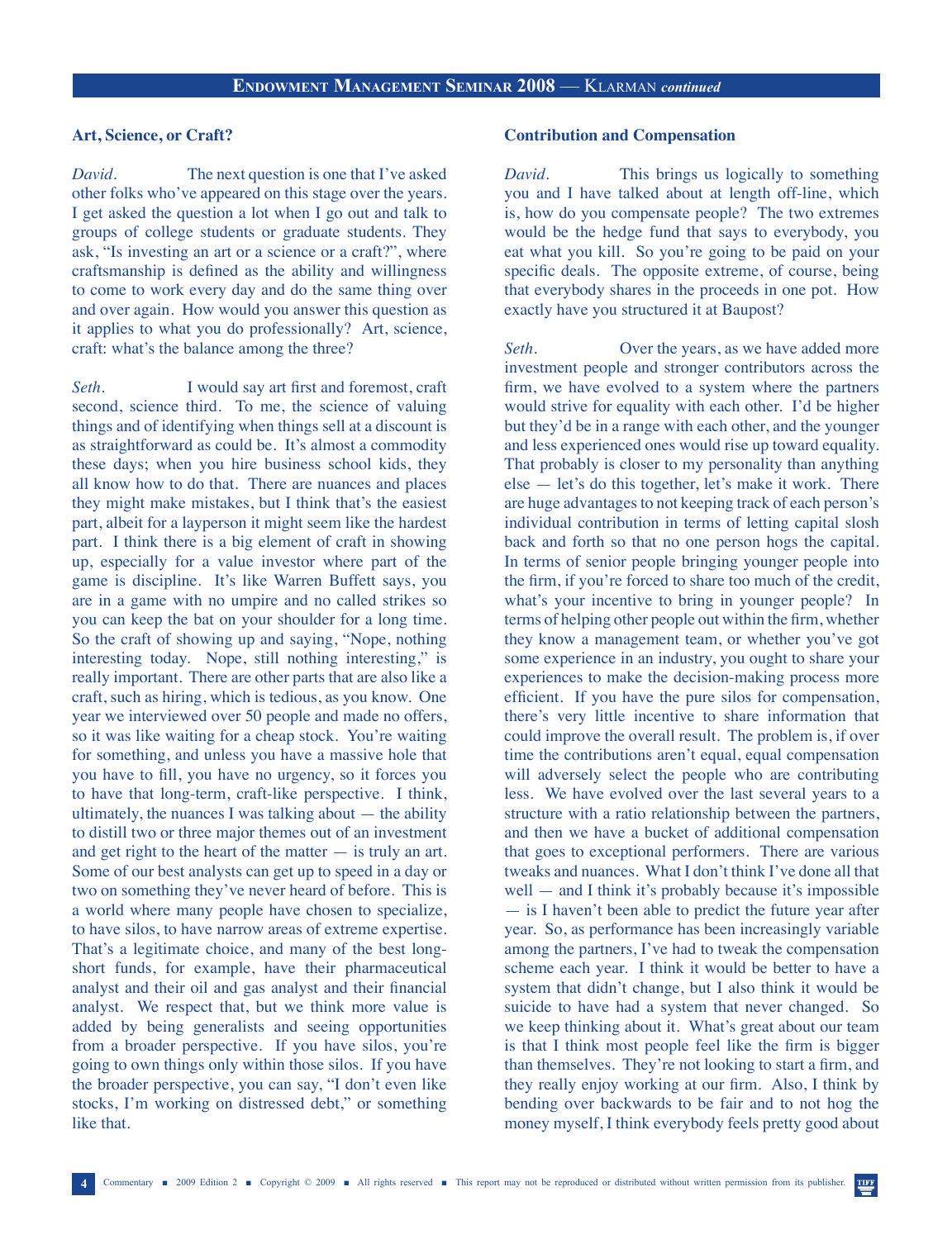## Art, Science, or Craft?

*David.* The next question is one that I've asked other folks who've appeared on this stage over the years. I get asked the question a lot when I go out and talk to groups of college students or graduate students. They ask, "Is investing an art or a science or a craft?", where craftsmanship is defined as the ability and willingness to come to work every day and do the same thing over and over again. How would you answer this question as it applies to what you do professionally? Art, science, craft: what's the balance among the three?

*Seth.* I would say art first and foremost, craft second, science third. To me, the science of valuing things and of identifying when things sell at a discount is as straightforward as could be. It's almost a commodity these days; when you hire business school kids, they all know how to do that. There are nuances and places they might make mistakes, but I think that's the easiest part, albeit for a layperson it might seem like the hardest part. I think there is a big element of craft in showing up, especially for a value investor where part of the game is discipline. It's like Warren Buffett says, you are in a game with no umpire and no called strikes so you can keep the bat on your shoulder for a long time. So the craft of showing up and saying, "Nope, nothing interesting today. Nope, still nothing interesting," is really important. There are other parts that are also like a craft, such as hiring, which is tedious, as you know. One year we interviewed over 50 people and made no offers, so it was like waiting for a cheap stock. You're waiting for something, and unless you have a massive hole that you have to fill, you have no urgency, so it forces you to have that long-term, craft-like perspective. I think, ultimately, the nuances I was talking about — the ability to distill two or three major themes out of an investment and get right to the heart of the matter — is truly an art. Some of our best analysts can get up to speed in a day or two on something they've never heard of before. This is a world where many people have chosen to specialize, to have silos, to have narrow areas of extreme expertise. That's a legitimate choice, and many of the best long-short funds, for example, have their pharmaceutical analyst and their oil and gas analyst and their financial analyst. We respect that, but we think more value is added by being generalists and seeing opportunities from a broader perspective. If you have silos, you're going to own things only within those silos. If you have the broader perspective, you can say, "I don't even like stocks, I'm working on distressed debt," or something like that.

## Contribution and Compensation

*David.* This brings us logically to something you and I have talked about at length off-line, which is, how do you compensate people? The two extremes would be the hedge fund that says to everybody, you eat what you kill. So you're going to be paid on your specific deals. The opposite extreme, of course, being that everybody shares in the proceeds in one pot. How exactly have you structured it at Baupost?

*Seth.* Over the years, as we have added more investment people and stronger contributors across the firm, we have evolved to a system where the partners would strive for equality with each other. I'd be higher but they'd be in a range with each other, and the younger and less experienced ones would rise up toward equality. That probably is closer to my personality than anything else — let's do this together, let's make it work. There are huge advantages to not keeping track of each person's individual contribution in terms of letting capital slosh back and forth so that no one person hogs the capital. In terms of senior people bringing younger people into the firm, if you're forced to share too much of the credit, what's your incentive to bring in younger people? In terms of helping other people out within the firm, whether they know a management team, or whether you've got some experience in an industry, you ought to share your experiences to make the decision-making process more efficient. If you have the pure silos for compensation, there's very little incentive to share information that could improve the overall result. The problem is, if over time the contributions aren't equal, equal compensation will adversely select the people who are contributing less. We have evolved over the last several years to a structure with a ratio relationship between the partners, and then we have a bucket of additional compensation that goes to exceptional performers. There are various tweaks and nuances. What I don't think I've done all that well — and I think it's probably because it's impossible — is I haven't been able to predict the future year after year. So, as performance has been increasingly variable among the partners, I've had to tweak the compensation scheme each year. I think it would be better to have a system that didn't change, but I also think it would be suicide to have had a system that never changed. So we keep thinking about it. What's great about our team is that I think most people feel like the firm is bigger than themselves. They're not looking to start a firm, and they really enjoy working at our firm. Also, I think by bending over backwards to be fair and to not hog the money myself, I think everybody feels pretty good about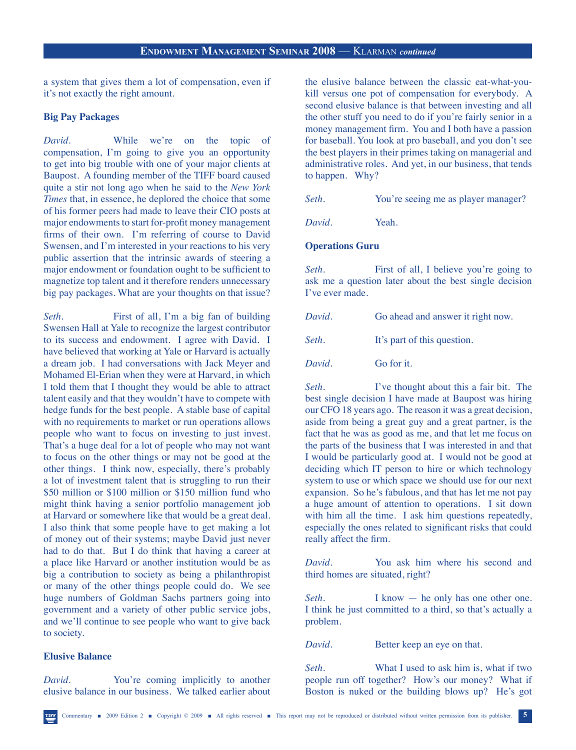a system that gives them a lot of compensation, even if it's not exactly the right amount.

### Big Pay Packages

*David.* While we're on the topic of compensation, I'm going to give you an opportunity to get into big trouble with one of your major clients at Baupost. A founding member of the TIFF board caused quite a stir not long ago when he said to the *New York Times* that, in essence, he deplored the choice that some of his former peers had made to leave their CIO posts at major endowments to start for-profit money management firms of their own. I'm referring of course to David Swensen, and I'm interested in your reactions to his very public assertion that the intrinsic awards of steering a major endowment or foundation ought to be sufficient to magnetize top talent and it therefore renders unnecessary big pay packages. What are your thoughts on that issue?

*Seth.* First of all, I'm a big fan of building Swensen Hall at Yale to recognize the largest contributor to its success and endowment. I agree with David. I have believed that working at Yale or Harvard is actually a dream job. I had conversations with Jack Meyer and Mohamed El-Erian when they were at Harvard, in which I told them that I thought they would be able to attract talent easily and that they wouldn't have to compete with hedge funds for the best people. A stable base of capital with no requirements to market or run operations allows people who want to focus on investing to just invest. That's a huge deal for a lot of people who may not want to focus on the other things or may not be good at the other things. I think now, especially, there's probably a lot of investment talent that is struggling to run their $50 million or $100 million or $150 million fund who might think having a senior portfolio management job at Harvard or somewhere like that would be a great deal. I also think that some people have to get making a lot of money out of their systems; maybe David just never had to do that. But I do think that having a career at a place like Harvard or another institution would be as big a contribution to society as being a philanthropist or many of the other things people could do. We see huge numbers of Goldman Sachs partners going into government and a variety of other public service jobs, and we'll continue to see people who want to give back to society.

### Elusive Balance

*David.* You're coming implicitly to another elusive balance in our business. We talked earlier about the elusive balance between the classic eat-what-you-kill versus one pot of compensation for everybody. A second elusive balance is that between investing and all the other stuff you need to do if you're fairly senior in a money management firm. You and I both have a passion for baseball. You look at pro baseball, and you don't see the best players in their primes taking on managerial and administrative roles. And yet, in our business, that tends to happen. Why?

*Seth.* You're seeing me as player manager?

*David.* Yeah.

### Operations Guru

*Seth.* First of all, I believe you're going to ask me a question later about the best single decision I've ever made.

*David.* Go ahead and answer it right now.

*Seth.* It's part of this question.

*David.* Go for it.

*Seth.* I've thought about this a fair bit. The best single decision I have made at Baupost was hiring our CFO 18 years ago. The reason it was a great decision, aside from being a great guy and a great partner, is the fact that he was as good as me, and that let me focus on the parts of the business that I was interested in and that I would be particularly good at. I would not be good at deciding which IT person to hire or which technology system to use or which space we should use for our next expansion. So he's fabulous, and that has let me not pay a huge amount of attention to operations. I sit down with him all the time. I ask him questions repeatedly, especially the ones related to significant risks that could really affect the firm.

*David.* You ask him where his second and third homes are situated, right?

*Seth.* I know — he only has one other one. I think he just committed to a third, so that's actually a problem.

*David.* Better keep an eye on that.

*Seth.* What I used to ask him is, what if two people run off together? How's our money? What if Boston is nuked or the building blows up? He's got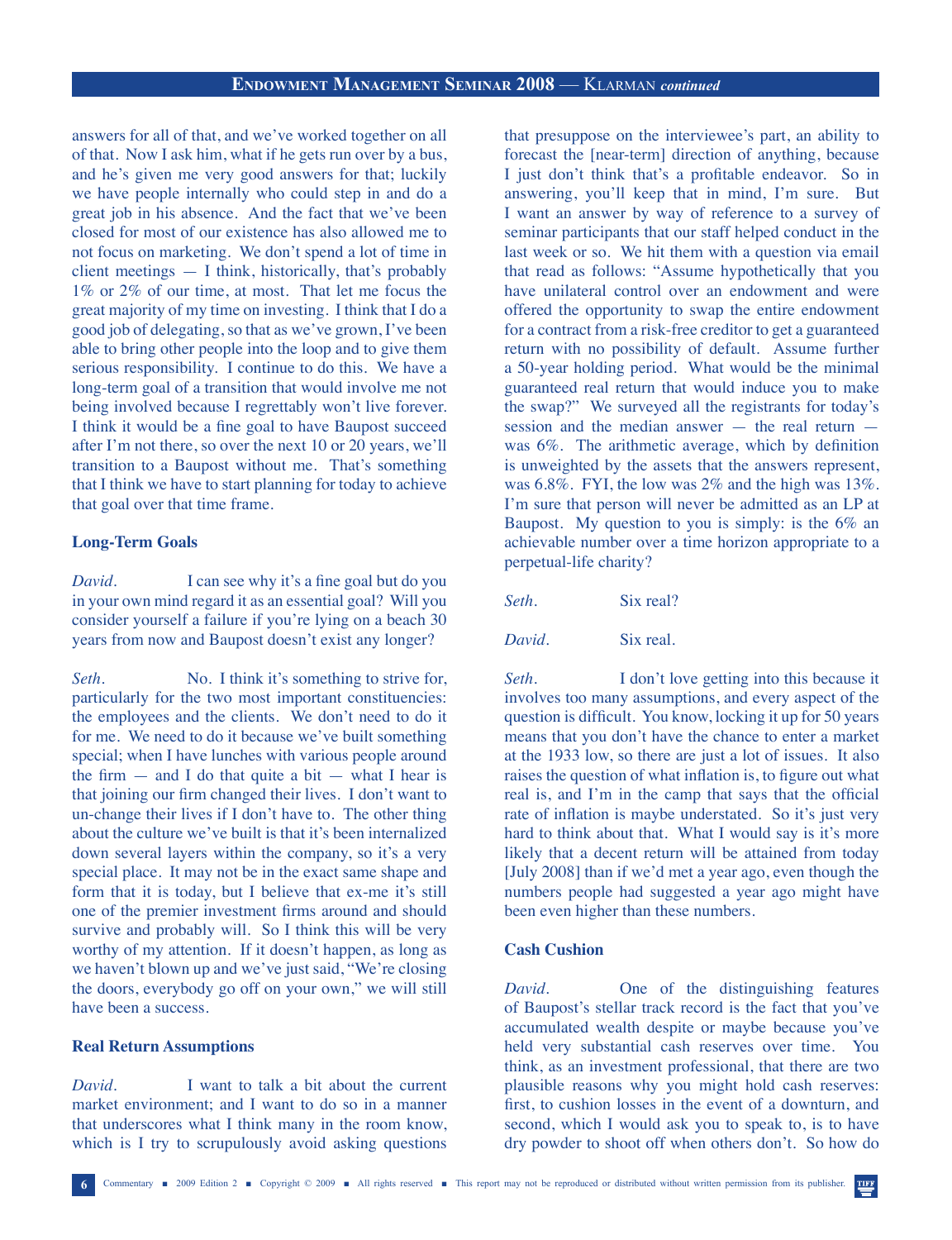answers for all of that, and we've worked together on all of that. Now I ask him, what if he gets run over by a bus, and he's given me very good answers for that; luckily we have people internally who could step in and do a great job in his absence. And the fact that we've been closed for most of our existence has also allowed me to not focus on marketing. We don't spend a lot of time in client meetings — I think, historically, that's probably 1% or 2% of our time, at most. That let me focus the great majority of my time on investing. I think that I do a good job of delegating, so that as we've grown, I've been able to bring other people into the loop and to give them serious responsibility. I continue to do this. We have a long-term goal of a transition that would involve me not being involved because I regrettably won't live forever. I think it would be a fine goal to have Baupost succeed after I'm not there, so over the next 10 or 20 years, we'll transition to a Baupost without me. That's something that I think we have to start planning for today to achieve that goal over that time frame.

### Long-Term Goals

*David.* I can see why it's a fine goal but do you in your own mind regard it as an essential goal? Will you consider yourself a failure if you're lying on a beach 30 years from now and Baupost doesn't exist any longer?

*Seth.* No. I think it's something to strive for, particularly for the two most important constituencies: the employees and the clients. We don't need to do it for me. We need to do it because we've built something special; when I have lunches with various people around the firm — and I do that quite a bit — what I hear is that joining our firm changed their lives. I don't want to un-change their lives if I don't have to. The other thing about the culture we've built is that it's been internalized down several layers within the company, so it's a very special place. It may not be in the exact same shape and form that it is today, but I believe that ex-me it's still one of the premier investment firms around and should survive and probably will. So I think this will be very worthy of my attention. If it doesn't happen, as long as we haven't blown up and we've just said, "We're closing the doors, everybody go off on your own," we will still have been a success.

### Real Return Assumptions

*David.* I want to talk a bit about the current market environment; and I want to do so in a manner that underscores what I think many in the room know, which is I try to scrupulously avoid asking questions that presuppose on the interviewee's part, an ability to forecast the [near-term] direction of anything, because I just don't think that's a profitable endeavor. So in answering, you'll keep that in mind, I'm sure. But I want an answer by way of reference to a survey of seminar participants that our staff helped conduct in the last week or so. We hit them with a question via email that read as follows: "Assume hypothetically that you have unilateral control over an endowment and were offered the opportunity to swap the entire endowment for a contract from a risk-free creditor to get a guaranteed return with no possibility of default. Assume further a 50-year holding period. What would be the minimal guaranteed real return that would induce you to make the swap?" We surveyed all the registrants for today's session and the median answer — the real return — was 6%. The arithmetic average, which by definition is unweighted by the assets that the answers represent, was 6.8%. FYI, the low was 2% and the high was 13%. I'm sure that person will never be admitted as an LP at Baupost. My question to you is simply: is the 6% an achievable number over a time horizon appropriate to a perpetual-life charity?

*Seth.* Six real?

*David.* Six real.

*Seth.* I don't love getting into this because it involves too many assumptions, and every aspect of the question is difficult. You know, locking it up for 50 years means that you don't have the chance to enter a market at the 1933 low, so there are just a lot of issues. It also raises the question of what inflation is, to figure out what real is, and I'm in the camp that says that the official rate of inflation is maybe understated. So it's just very hard to think about that. What I would say is it's more likely that a decent return will be attained from today [July 2008] than if we'd met a year ago, even though the numbers people had suggested a year ago might have been even higher than these numbers.

### Cash Cushion

*David.* One of the distinguishing features of Baupost's stellar track record is the fact that you've accumulated wealth despite or maybe because you've held very substantial cash reserves over time. You think, as an investment professional, that there are two plausible reasons why you might hold cash reserves: first, to cushion losses in the event of a downturn, and second, which I would ask you to speak to, is to have dry powder to shoot off when others don't. So how do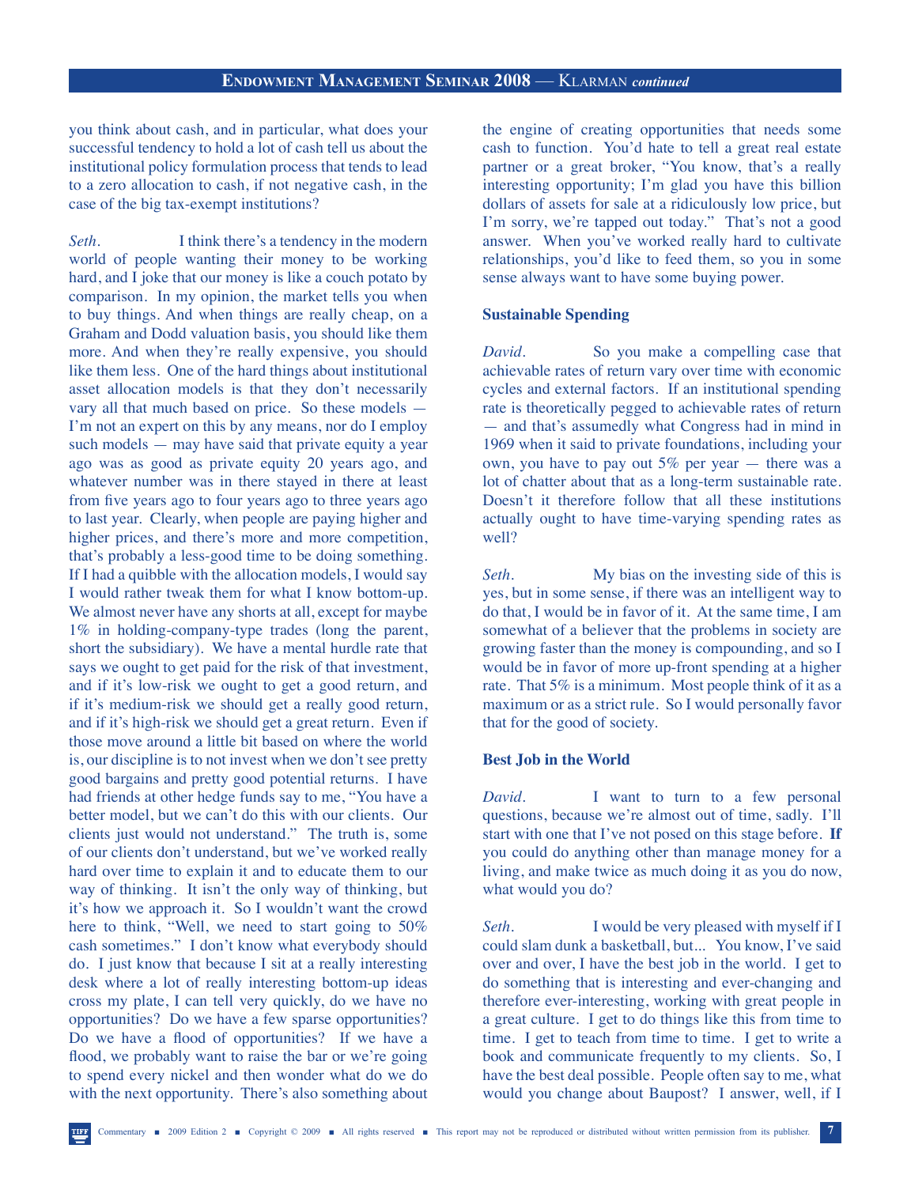you think about cash, and in particular, what does your successful tendency to hold a lot of cash tell us about the institutional policy formulation process that tends to lead to a zero allocation to cash, if not negative cash, in the case of the big tax-exempt institutions?

*Seth.* I think there's a tendency in the modern world of people wanting their money to be working hard, and I joke that our money is like a couch potato by comparison. In my opinion, the market tells you when to buy things. And when things are really cheap, on a Graham and Dodd valuation basis, you should like them more. And when they're really expensive, you should like them less. One of the hard things about institutional asset allocation models is that they don't necessarily vary all that much based on price. So these models — I'm not an expert on this by any means, nor do I employ such models — may have said that private equity a year ago was as good as private equity 20 years ago, and whatever number was in there stayed in there at least from five years ago to four years ago to three years ago to last year. Clearly, when people are paying higher and higher prices, and there's more and more competition, that's probably a less-good time to be doing something. If I had a quibble with the allocation models, I would say I would rather tweak them for what I know bottom-up. We almost never have any shorts at all, except for maybe 1% in holding-company-type trades (long the parent, short the subsidiary). We have a mental hurdle rate that says we ought to get paid for the risk of that investment, and if it's low-risk we ought to get a good return, and if it's medium-risk we should get a really good return, and if it's high-risk we should get a great return. Even if those move around a little bit based on where the world is, our discipline is to not invest when we don't see pretty good bargains and pretty good potential returns. I have had friends at other hedge funds say to me, "You have a better model, but we can't do this with our clients. Our clients just would not understand." The truth is, some of our clients don't understand, but we've worked really hard over time to explain it and to educate them to our way of thinking. It isn't the only way of thinking, but it's how we approach it. So I wouldn't want the crowd here to think, "Well, we need to start going to 50% cash sometimes." I don't know what everybody should do. I just know that because I sit at a really interesting desk where a lot of really interesting bottom-up ideas cross my plate, I can tell very quickly, do we have no opportunities? Do we have a few sparse opportunities? Do we have a flood of opportunities? If we have a flood, we probably want to raise the bar or we're going to spend every nickel and then wonder what do we do with the next opportunity. There's also something about the engine of creating opportunities that needs some cash to function. You'd hate to tell a great real estate partner or a great broker, "You know, that's a really interesting opportunity; I'm glad you have this billion dollars of assets for sale at a ridiculously low price, but I'm sorry, we're tapped out today." That's not a good answer. When you've worked really hard to cultivate relationships, you'd like to feed them, so you in some sense always want to have some buying power.

**Sustainable Spending**

*David.* So you make a compelling case that achievable rates of return vary over time with economic cycles and external factors. If an institutional spending rate is theoretically pegged to achievable rates of return — and that's assumedly what Congress had in mind in 1969 when it said to private foundations, including your own, you have to pay out 5% per year — there was a lot of chatter about that as a long-term sustainable rate. Doesn't it therefore follow that all these institutions actually ought to have time-varying spending rates as well?

*Seth.* My bias on the investing side of this is yes, but in some sense, if there was an intelligent way to do that, I would be in favor of it. At the same time, I am somewhat of a believer that the problems in society are growing faster than the money is compounding, and so I would be in favor of more up-front spending at a higher rate. That 5% is a minimum. Most people think of it as a maximum or as a strict rule. So I would personally favor that for the good of society.

**Best Job in the World**

*David.* I want to turn to a few personal questions, because we're almost out of time, sadly. I'll start with one that I've not posed on this stage before. **If you could do anything other than manage money for a living, and make twice as much doing it as you do now, what would you do?**

*Seth.* I would be very pleased with myself if I could slam dunk a basketball, but... You know, I've said over and over, I have the best job in the world. I get to do something that is interesting and ever-changing and therefore ever-interesting, working with great people in a great culture. I get to do things like this from time to time. I get to teach from time to time. I get to write a book and communicate frequently to my clients. So, I have the best deal possible. People often say to me, what would you change about Baupost? I answer, well, if I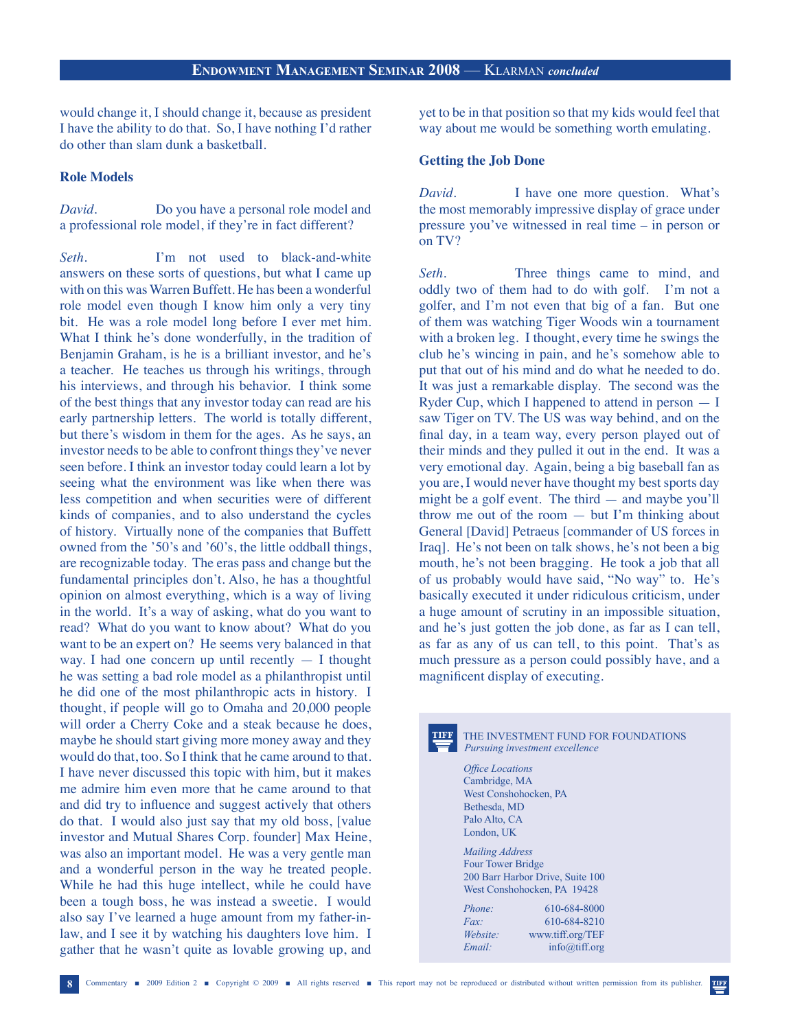would change it, I should change it, because as president I have the ability to do that. So, I have nothing I'd rather do other than slam dunk a basketball.

**Role Models**

*David.* Do you have a personal role model and a professional role model, if they're in fact different?

*Seth.* I'm not used to black-and-white answers on these sorts of questions, but what I came up with on this was Warren Buffett. He has been a wonderful role model even though I know him only a very tiny bit. He was a role model long before I ever met him. What I think he's done wonderfully, in the tradition of Benjamin Graham, is he is a brilliant investor, and he's a teacher. He teaches us through his writings, through his interviews, and through his behavior. I think some of the best things that any investor today can read are his early partnership letters. The world is totally different, but there's wisdom in them for the ages. As he says, an investor needs to be able to confront things they've never seen before. I think an investor today could learn a lot by seeing what the environment was like when there was less competition and when securities were of different kinds of companies, and to also understand the cycles of history. Virtually none of the companies that Buffett owned from the '50's and '60's, the little oddball things, are recognizable today. The eras pass and change but the fundamental principles don't. Also, he has a thoughtful opinion on almost everything, which is a way of living in the world. It's a way of asking, what do you want to read? What do you want to know about? What do you want to be an expert on? He seems very balanced in that way. I had one concern up until recently — I thought he was setting a bad role model as a philanthropist until he did one of the most philanthropic acts in history. I thought, if people will go to Omaha and 20,000 people will order a Cherry Coke and a steak because he does, maybe he should start giving more money away and they would do that, too. So I think that he came around to that. I have never discussed this topic with him, but it makes me admire him even more that he came around to that and did try to influence and suggest actively that others do that. I would also just say that my old boss, [value investor and Mutual Shares Corp. founder] Max Heine, was also an important model. He was a very gentle man and a wonderful person in the way he treated people. While he had this huge intellect, while he could have been a tough boss, he was instead a sweetie. I would also say I've learned a huge amount from my father-in-law, and I see it by watching his daughters love him. I gather that he wasn't quite as lovable growing up, and yet to be in that position so that my kids would feel that way about me would be something worth emulating.

**Getting the Job Done**

*David.* I have one more question. What's the most memorably impressive display of grace under pressure you've witnessed in real time – in person or on TV?

*Seth.* Three things came to mind, and oddly two of them had to do with golf. I'm not a golfer, and I'm not even that big of a fan. But one of them was watching Tiger Woods win a tournament with a broken leg. I thought, every time he swings the club he's wincing in pain, and he's somehow able to put that out of his mind and do what he needed to do. It was just a remarkable display. The second was the Ryder Cup, which I happened to attend in person — I saw Tiger on TV. The US was way behind, and on the final day, in a team way, every person played out of their minds and they pulled it out in the end. It was a very emotional day. Again, being a big baseball fan as you are, I would never have thought my best sports day might be a golf event. The third — and maybe you'll throw me out of the room — but I'm thinking about General [David] Petraeus [commander of US forces in Iraq]. He's not been on talk shows, he's not been a big mouth, he's not been bragging. He took a job that all of us probably would have said, "No way" to. He's basically executed it under ridiculous criticism, under a huge amount of scrutiny in an impossible situation, and he's just gotten the job done, as far as I can tell, as far as any of us can tell, to this point. That's as much pressure as a person could possibly have, and a magnificent display of executing.

TIFF THE INVESTMENT FUND FOR FOUNDATIONS
*Pursuing investment excellence*

*Office Locations*
Cambridge, MA
West Conshohocken, PA
Bethesda, MD
Palo Alto, CA
London, UK

*Mailing Address*
Four Tower Bridge
200 Barr Harbor Drive, Suite 100
West Conshohocken, PA 19428

| | |
|---|---|
| *Phone:* | 610-684-8000 |
| *Fax:* | 610-684-8210 |
| *Website:* | www.tiff.org/TEF |
| *Email:* | info@tiff.org |

Commentary ■ 2009 Edition 2 ■ Copyright © 2009 ■ All rights reserved ■ This report may not be reproduced or distributed without written permission from its publisher.